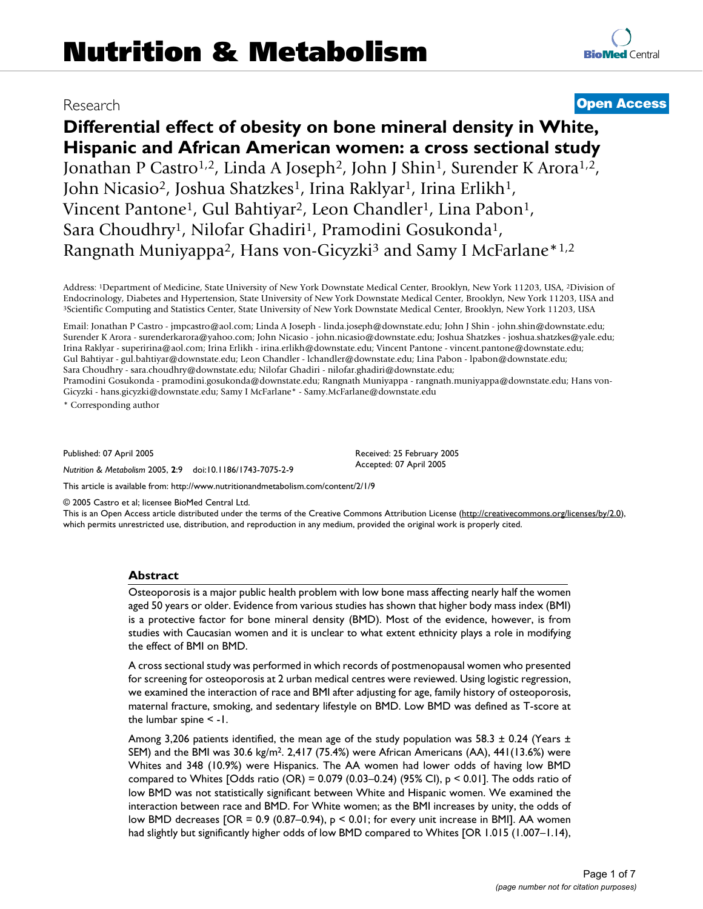# Nutrition & Metabolism

Research

**Open Access**

# Differential effect of obesity on bone mineral density in White, Hispanic and African American women: a cross sectional study

Jonathan P Castro[1,2], Linda A Joseph[2], John J Shin[1], Surender K Arora[1,2], John Nicasio[2], Joshua Shatzkes[1], Irina Raklyar[1], Irina Erlikh[1], Vincent Pantone[1], Gul Bahtiyar[2], Leon Chandler[1], Lina Pabon[1], Sara Choudhry[1], Nilofar Ghadiri[1], Pramodini Gosukonda[1], Rangnath Muniyappa[2], Hans von-Gicyzki[3] and Samy I McFarlane*[1,2]

Address: [1]Department of Medicine, State University of New York Downstate Medical Center, Brooklyn, New York 11203, USA, [2]Division of Endocrinology, Diabetes and Hypertension, State University of New York Downstate Medical Center, Brooklyn, New York 11203, USA and [3]Scientific Computing and Statistics Center, State University of New York Downstate Medical Center, Brooklyn, New York 11203, USA

Email: Jonathan P Castro - jmpcastro@aol.com; Linda A Joseph - linda.joseph@downstate.edu; John J Shin - john.shin@downstate.edu; Surender K Arora - surenderkarora@yahoo.com; John Nicasio - john.nicasio@downstate.edu; Joshua Shatzkes - joshua.shatzkes@yale.edu; Irina Raklyar - superirina@aol.com; Irina Erlikh - irina.erlikh@downstate.edu; Vincent Pantone - vincent.pantone@downstate.edu; Gul Bahtiyar - gul.bahtiyar@downstate.edu; Leon Chandler - lchandler@downstate.edu; Lina Pabon - lpabon@downstate.edu; Sara Choudhry - sara.choudhry@downstate.edu; Nilofar Ghadiri - nilofar.ghadiri@downstate.edu; Pramodini Gosukonda - pramodini.gosukonda@downstate.edu; Rangnath Muniyappa - rangnath.muniyappa@downstate.edu; Hans von-Gicyzki - hans.gicyzki@downstate.edu; Samy I McFarlane* - Samy.McFarlane@downstate.edu

\* Corresponding author

Published: 07 April 2005

*Nutrition & Metabolism* 2005, **2**:9 doi:10.1186/1743-7075-2-9

Received: 25 February 2005
Accepted: 07 April 2005

This article is available from: http://www.nutritionandmetabolism.com/content/2/1/9

© 2005 Castro et al; licensee BioMed Central Ltd.
This is an Open Access article distributed under the terms of the Creative Commons Attribution License (http://creativecommons.org/licenses/by/2.0), which permits unrestricted use, distribution, and reproduction in any medium, provided the original work is properly cited.

## Abstract

Osteoporosis is a major public health problem with low bone mass affecting nearly half the women aged 50 years or older. Evidence from various studies has shown that higher body mass index (BMI) is a protective factor for bone mineral density (BMD). Most of the evidence, however, is from studies with Caucasian women and it is unclear to what extent ethnicity plays a role in modifying the effect of BMI on BMD.

A cross sectional study was performed in which records of postmenopausal women who presented for screening for osteoporosis at 2 urban medical centres were reviewed. Using logistic regression, we examined the interaction of race and BMI after adjusting for age, family history of osteoporosis, maternal fracture, smoking, and sedentary lifestyle on BMD. Low BMD was defined as T-score at the lumbar spine < -1.

Among 3,206 patients identified, the mean age of the study population was 58.3 ± 0.24 (Years ± SEM) and the BMI was 30.6 kg/m$^2$. 2,417 (75.4%) were African Americans (AA), 441(13.6%) were Whites and 348 (10.9%) were Hispanics. The AA women had lower odds of having low BMD compared to Whites [Odds ratio (OR) = 0.079 (0.03–0.24) (95% CI), p < 0.01]. The odds ratio of low BMD was not statistically significant between White and Hispanic women. We examined the interaction between race and BMD. For White women; as the BMI increases by unity, the odds of low BMD decreases [OR = 0.9 (0.87–0.94), p < 0.01; for every unit increase in BMI]. AA women had slightly but significantly higher odds of low BMD compared to Whites [OR 1.015 (1.007–1.14),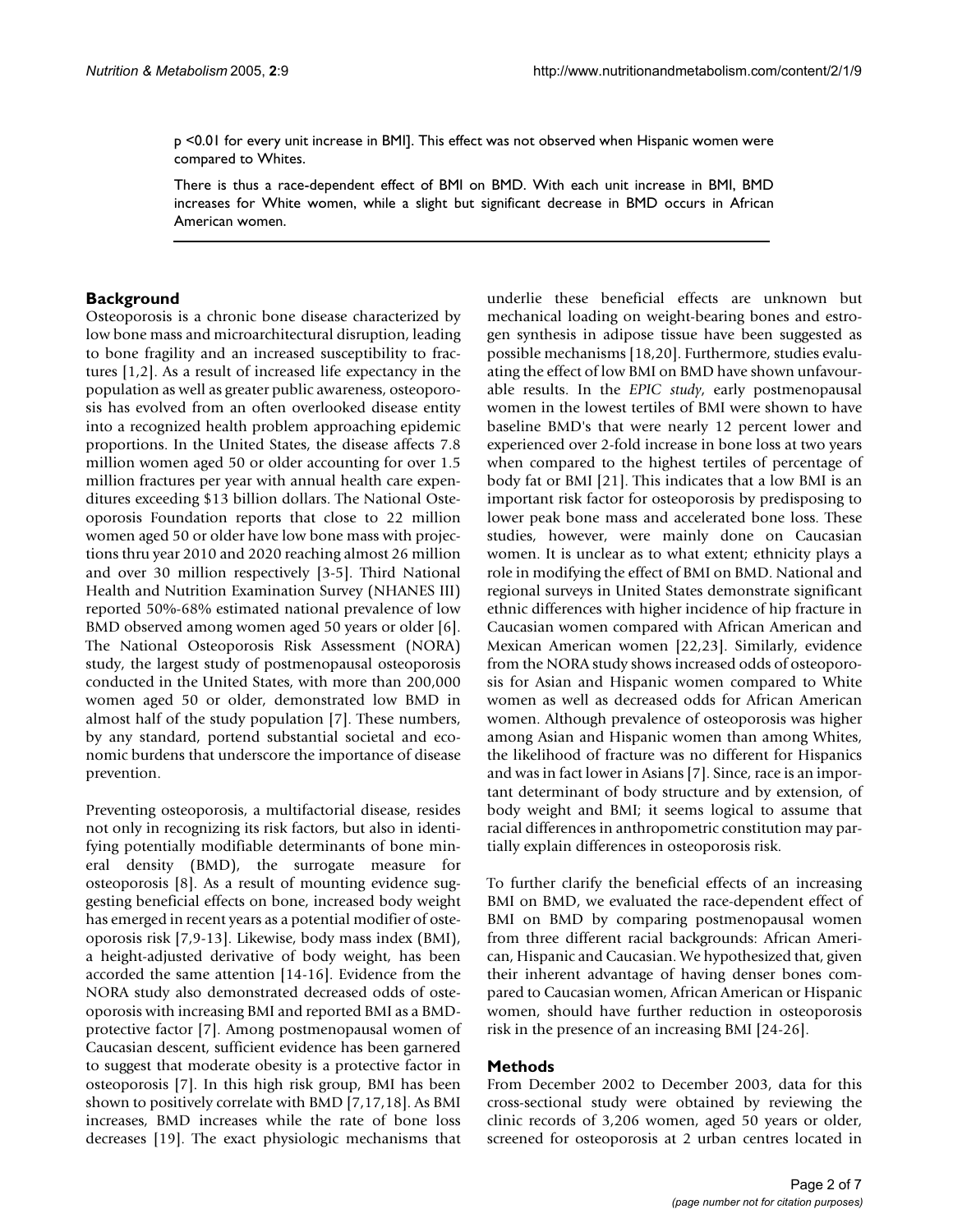p <0.01 for every unit increase in BMI]. This effect was not observed when Hispanic women were compared to Whites.

There is thus a race-dependent effect of BMI on BMD. With each unit increase in BMI, BMD increases for White women, while a slight but significant decrease in BMD occurs in African American women.

## Background

Osteoporosis is a chronic bone disease characterized by low bone mass and microarchitectural disruption, leading to bone fragility and an increased susceptibility to fractures [1,2]. As a result of increased life expectancy in the population as well as greater public awareness, osteoporosis has evolved from an often overlooked disease entity into a recognized health problem approaching epidemic proportions. In the United States, the disease affects 7.8 million women aged 50 or older accounting for over 1.5 million fractures per year with annual health care expenditures exceeding $13 billion dollars. The National Osteoporosis Foundation reports that close to 22 million women aged 50 or older have low bone mass with projections thru year 2010 and 2020 reaching almost 26 million and over 30 million respectively [3-5]. Third National Health and Nutrition Examination Survey (NHANES III) reported 50%-68% estimated national prevalence of low BMD observed among women aged 50 years or older [6]. The National Osteoporosis Risk Assessment (NORA) study, the largest study of postmenopausal osteoporosis conducted in the United States, with more than 200,000 women aged 50 or older, demonstrated low BMD in almost half of the study population [7]. These numbers, by any standard, portend substantial societal and economic burdens that underscore the importance of disease prevention.

Preventing osteoporosis, a multifactorial disease, resides not only in recognizing its risk factors, but also in identifying potentially modifiable determinants of bone mineral density (BMD), the surrogate measure for osteoporosis [8]. As a result of mounting evidence suggesting beneficial effects on bone, increased body weight has emerged in recent years as a potential modifier of osteoporosis risk [7,9-13]. Likewise, body mass index (BMI), a height-adjusted derivative of body weight, has been accorded the same attention [14-16]. Evidence from the NORA study also demonstrated decreased odds of osteoporosis with increasing BMI and reported BMI as a BMD-protective factor [7]. Among postmenopausal women of Caucasian descent, sufficient evidence has been garnered to suggest that moderate obesity is a protective factor in osteoporosis [7]. In this high risk group, BMI has been shown to positively correlate with BMD [7,17,18]. As BMI increases, BMD increases while the rate of bone loss decreases [19]. The exact physiologic mechanisms that underlie these beneficial effects are unknown but mechanical loading on weight-bearing bones and estrogen synthesis in adipose tissue have been suggested as possible mechanisms [18,20]. Furthermore, studies evaluating the effect of low BMI on BMD have shown unfavourable results. In the *EPIC study*, early postmenopausal women in the lowest tertiles of BMI were shown to have baseline BMD's that were nearly 12 percent lower and experienced over 2-fold increase in bone loss at two years when compared to the highest tertiles of percentage of body fat or BMI [21]. This indicates that a low BMI is an important risk factor for osteoporosis by predisposing to lower peak bone mass and accelerated bone loss. These studies, however, were mainly done on Caucasian women. It is unclear as to what extent; ethnicity plays a role in modifying the effect of BMI on BMD. National and regional surveys in United States demonstrate significant ethnic differences with higher incidence of hip fracture in Caucasian women compared with African American and Mexican American women [22,23]. Similarly, evidence from the NORA study shows increased odds of osteoporosis for Asian and Hispanic women compared to White women as well as decreased odds for African American women. Although prevalence of osteoporosis was higher among Asian and Hispanic women than among Whites, the likelihood of fracture was no different for Hispanics and was in fact lower in Asians [7]. Since, race is an important determinant of body structure and by extension, of body weight and BMI; it seems logical to assume that racial differences in anthropometric constitution may partially explain differences in osteoporosis risk.

To further clarify the beneficial effects of an increasing BMI on BMD, we evaluated the race-dependent effect of BMI on BMD by comparing postmenopausal women from three different racial backgrounds: African American, Hispanic and Caucasian. We hypothesized that, given their inherent advantage of having denser bones compared to Caucasian women, African American or Hispanic women, should have further reduction in osteoporosis risk in the presence of an increasing BMI [24-26].

## Methods

From December 2002 to December 2003, data for this cross-sectional study were obtained by reviewing the clinic records of 3,206 women, aged 50 years or older, screened for osteoporosis at 2 urban centres located in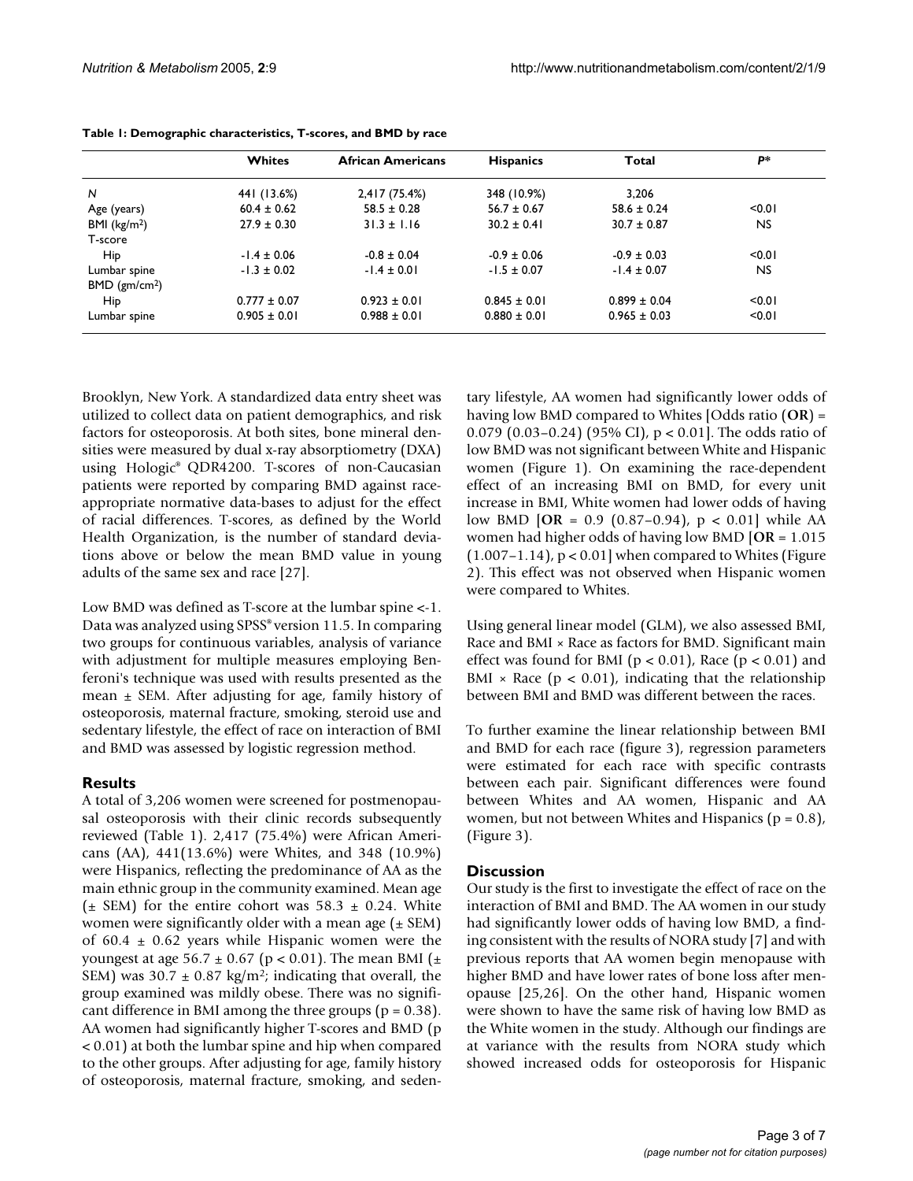**Table 1: Demographic characteristics, T-scores, and BMD by race**

| | Whites | African Americans | Hispanics | Total | $P$* |
|---|---|---|---|---|---|
| $N$ | 441 (13.6%) | 2,417 (75.4%) | 348 (10.9%) | 3,206 | |
| Age (years) | 60.4 ± 0.62 | 58.5 ± 0.28 | 56.7 ± 0.67 | 58.6 ± 0.24 | <0.01 |
| BMI (kg/m$^2$) | 27.9 ± 0.30 | 31.3 ± 1.16 | 30.2 ± 0.41 | 30.7 ± 0.87 | NS |
| T-score | | | | | |
| Hip | -1.4 ± 0.06 | -0.8 ± 0.04 | -0.9 ± 0.06 | -0.9 ± 0.03 | <0.01 |
| Lumbar spine | -1.3 ± 0.02 | -1.4 ± 0.01 | -1.5 ± 0.07 | -1.4 ± 0.07 | NS |
| BMD (gm/cm$^2$) | | | | | |
| Hip | 0.777 ± 0.07 | 0.923 ± 0.01 | 0.845 ± 0.01 | 0.899 ± 0.04 | <0.01 |
| Lumbar spine | 0.905 ± 0.01 | 0.988 ± 0.01 | 0.880 ± 0.01 | 0.965 ± 0.03 | <0.01 |

Brooklyn, New York. A standardized data entry sheet was utilized to collect data on patient demographics, and risk factors for osteoporosis. At both sites, bone mineral densities were measured by dual x-ray absorptiometry (DXA) using Hologic® QDR4200. T-scores of non-Caucasian patients were reported by comparing BMD against race-appropriate normative data-bases to adjust for the effect of racial differences. T-scores, as defined by the World Health Organization, is the number of standard deviations above or below the mean BMD value in young adults of the same sex and race [27].

Low BMD was defined as T-score at the lumbar spine <-1. Data was analyzed using SPSS® version 11.5. In comparing two groups for continuous variables, analysis of variance with adjustment for multiple measures employing Benferoni's technique was used with results presented as the mean ± SEM. After adjusting for age, family history of osteoporosis, maternal fracture, smoking, steroid use and sedentary lifestyle, the effect of race on interaction of BMI and BMD was assessed by logistic regression method.

## Results

A total of 3,206 women were screened for postmenopausal osteoporosis with their clinic records subsequently reviewed (Table 1). 2,417 (75.4%) were African Americans (AA), 441(13.6%) were Whites, and 348 (10.9%) were Hispanics, reflecting the predominance of AA as the main ethnic group in the community examined. Mean age (± SEM) for the entire cohort was 58.3 ± 0.24. White women were significantly older with a mean age (± SEM) of 60.4 ± 0.62 years while Hispanic women were the youngest at age 56.7 ± 0.67 ($p < 0.01$). The mean BMI (± SEM) was 30.7 ± 0.87 kg/m$^2$; indicating that overall, the group examined was mildly obese. There was no significant difference in BMI among the three groups ($p = 0.38$). AA women had significantly higher T-scores and BMD ($p < 0.01$) at both the lumbar spine and hip when compared to the other groups. After adjusting for age, family history of osteoporosis, maternal fracture, smoking, and sedentary lifestyle, AA women had significantly lower odds of having low BMD compared to Whites [Odds ratio (**OR**) = 0.079 (0.03–0.24) (95% CI), $p < 0.01$]. The odds ratio of low BMD was not significant between White and Hispanic women (Figure 1). On examining the race-dependent effect of an increasing BMI on BMD, for every unit increase in BMI, White women had lower odds of having low BMD [**OR** = 0.9 (0.87–0.94), $p < 0.01$] while AA women had higher odds of having low BMD [**OR** = 1.015 (1.007–1.14), $p < 0.01$] when compared to Whites (Figure 2). This effect was not observed when Hispanic women were compared to Whites.

Using general linear model (GLM), we also assessed BMI, Race and BMI × Race as factors for BMD. Significant main effect was found for BMI ($p < 0.01$), Race ($p < 0.01$) and BMI × Race ($p < 0.01$), indicating that the relationship between BMI and BMD was different between the races.

To further examine the linear relationship between BMI and BMD for each race (figure 3), regression parameters were estimated for each race with specific contrasts between each pair. Significant differences were found between Whites and AA women, Hispanic and AA women, but not between Whites and Hispanics ($p = 0.8$), (Figure 3).

## Discussion

Our study is the first to investigate the effect of race on the interaction of BMI and BMD. The AA women in our study had significantly lower odds of having low BMD, a finding consistent with the results of NORA study [7] and with previous reports that AA women begin menopause with higher BMD and have lower rates of bone loss after menopause [25,26]. On the other hand, Hispanic women were shown to have the same risk of having low BMD as the White women in the study. Although our findings are at variance with the results from NORA study which showed increased odds for osteoporosis for Hispanic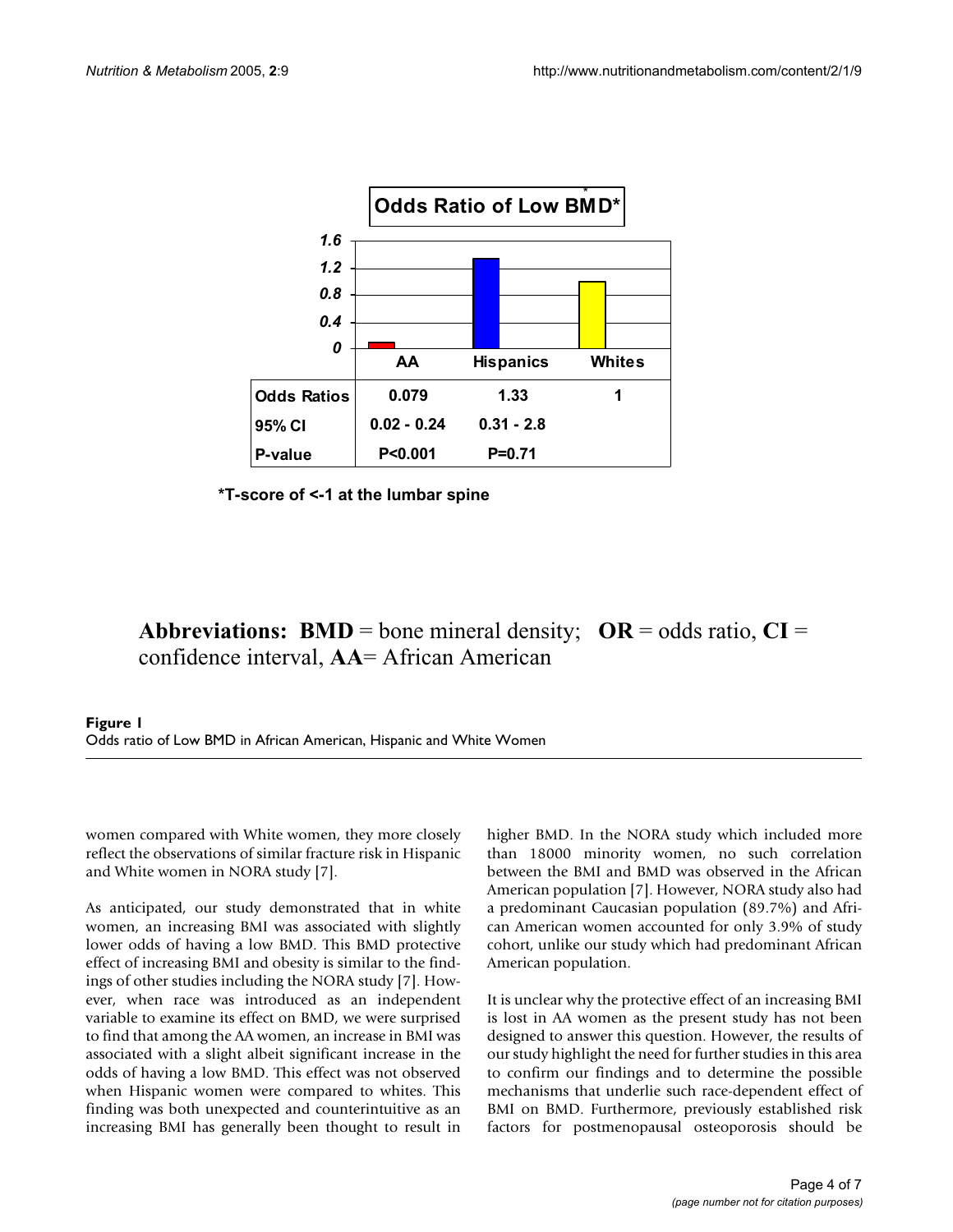**Odds Ratio of Low BMD***

|  | AA | Hispanics | Whites |
|---|---|---|---|
| Odds Ratios | 0.079 | 1.33 | 1 |
| 95% CI | 0.02 - 0.24 | 0.31 - 2.8 | |
| P-value | P<0.001 | P=0.71 | |

**\*T-score of <-1 at the lumbar spine**

**Abbreviations: BMD** = bone mineral density; **OR** = odds ratio, **CI** = confidence interval, **AA**= African American

**Figure 1**
Odds ratio of Low BMD in African American, Hispanic and White Women

women compared with White women, they more closely reflect the observations of similar fracture risk in Hispanic and White women in NORA study [7].

As anticipated, our study demonstrated that in white women, an increasing BMI was associated with slightly lower odds of having a low BMD. This BMD protective effect of increasing BMI and obesity is similar to the findings of other studies including the NORA study [7]. However, when race was introduced as an independent variable to examine its effect on BMD, we were surprised to find that among the AA women, an increase in BMI was associated with a slight albeit significant increase in the odds of having a low BMD. This effect was not observed when Hispanic women were compared to whites. This finding was both unexpected and counterintuitive as an increasing BMI has generally been thought to result in higher BMD. In the NORA study which included more than 18000 minority women, no such correlation between the BMI and BMD was observed in the African American population [7]. However, NORA study also had a predominant Caucasian population (89.7%) and African American women accounted for only 3.9% of study cohort, unlike our study which had predominant African American population.

It is unclear why the protective effect of an increasing BMI is lost in AA women as the present study has not been designed to answer this question. However, the results of our study highlight the need for further studies in this area to confirm our findings and to determine the possible mechanisms that underlie such race-dependent effect of BMI on BMD. Furthermore, previously established risk factors for postmenopausal osteoporosis should be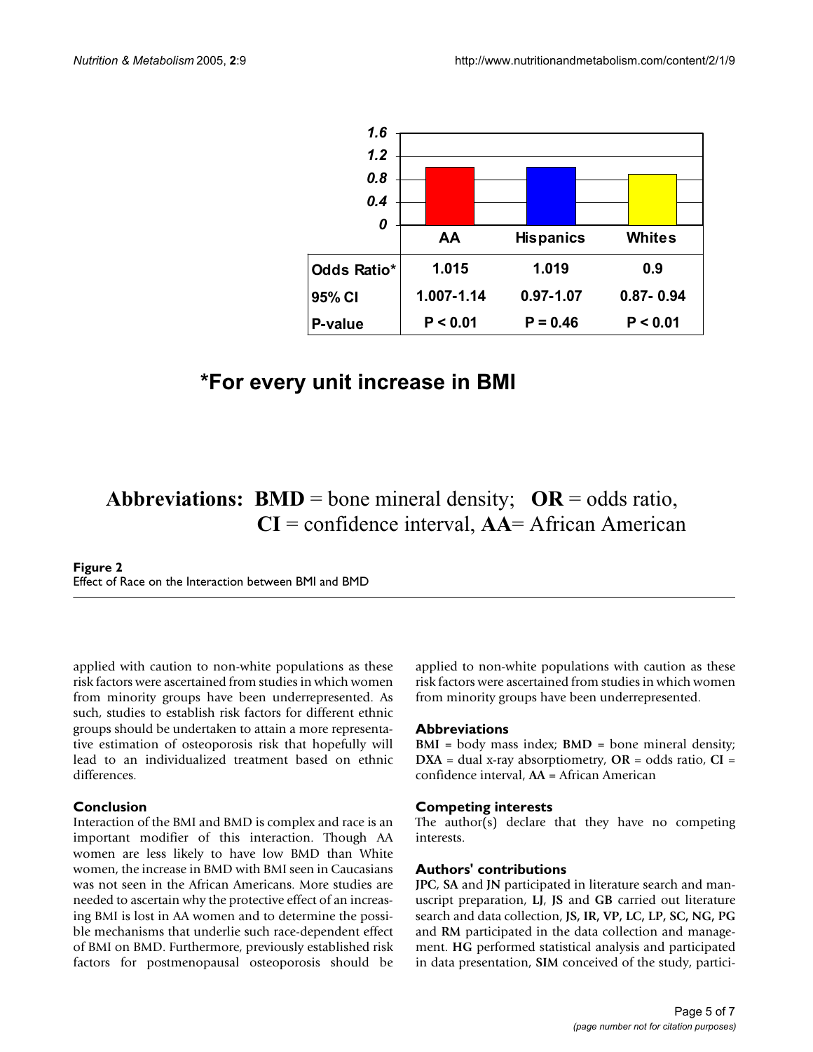| | AA | Hispanics | Whites |
|---|---|---|---|
| Odds Ratio* | 1.015 | 1.019 | 0.9 |
| 95% CI | 1.007-1.14 | 0.97-1.07 | 0.87- 0.94 |
| P-value | P < 0.01 | P = 0.46 | P < 0.01 |

*For every unit increase in BMI

**Abbreviations:** **BMD** = bone mineral density; **OR** = odds ratio, **CI** = confidence interval, **AA**= African American

**Figure 2**
Effect of Race on the Interaction between BMI and BMD

applied with caution to non-white populations as these risk factors were ascertained from studies in which women from minority groups have been underrepresented. As such, studies to establish risk factors for different ethnic groups should be undertaken to attain a more representative estimation of osteoporosis risk that hopefully will lead to an individualized treatment based on ethnic differences.

### Conclusion

Interaction of the BMI and BMD is complex and race is an important modifier of this interaction. Though AA women are less likely to have low BMD than White women, the increase in BMD with BMI seen in Caucasians was not seen in the African Americans. More studies are needed to ascertain why the protective effect of an increasing BMI is lost in AA women and to determine the possible mechanisms that underlie such race-dependent effect of BMI on BMD. Furthermore, previously established risk factors for postmenopausal osteoporosis should be applied to non-white populations with caution as these risk factors were ascertained from studies in which women from minority groups have been underrepresented.

### Abbreviations

**BMI** = body mass index; **BMD** = bone mineral density; **DXA** = dual x-ray absorptiometry, **OR** = odds ratio, **CI** = confidence interval, **AA** = African American

### Competing interests

The author(s) declare that they have no competing interests.

### Authors' contributions

**JPC**, **SA** and **JN** participated in literature search and manuscript preparation, **LJ**, **JS** and **GB** carried out literature search and data collection, **JS, IR, VP, LC, LP, SC, NG, PG** and **RM** participated in the data collection and management. **HG** performed statistical analysis and participated in data presentation, **SIM** conceived of the study, partici-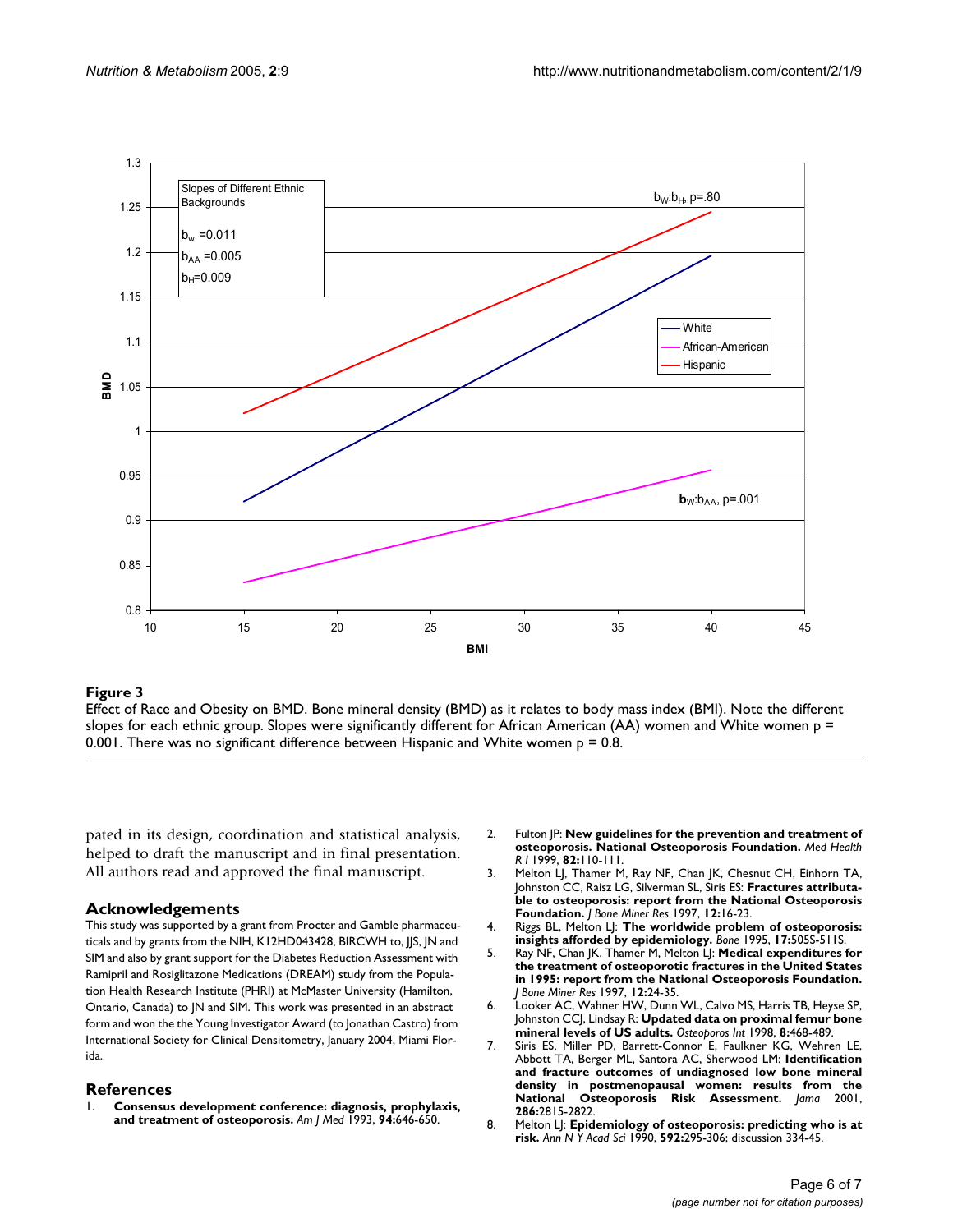**Figure 3**

Effect of Race and Obesity on BMD. Bone mineral density (BMD) as it relates to body mass index (BMI). Note the different slopes for each ethnic group. Slopes were significantly different for African American (AA) women and White women p = 0.001. There was no significant difference between Hispanic and White women p = 0.8.

pated in its design, coordination and statistical analysis, helped to draft the manuscript and in final presentation. All authors read and approved the final manuscript.

## Acknowledgements

This study was supported by a grant from Procter and Gamble pharmaceuticals and by grants from the NIH, K12HD043428, BIRCWH to, JJS, JN and SIM and also by grant support for the Diabetes Reduction Assessment with Ramipril and Rosiglitazone Medications (DREAM) study from the Population Health Research Institute (PHRI) at McMaster University (Hamilton, Ontario, Canada) to JN and SIM. This work was presented in an abstract form and won the the Young Investigator Award (to Jonathan Castro) from International Society for Clinical Densitometry, January 2004, Miami Florida.

## References

1. **Consensus development conference: diagnosis, prophylaxis, and treatment of osteoporosis.** *Am J Med* 1993, **94:**646-650.
2. Fulton JP: **New guidelines for the prevention and treatment of osteoporosis. National Osteoporosis Foundation.** *Med Health R I* 1999, **82:**110-111.
3. Melton LJ, Thamer M, Ray NF, Chan JK, Chesnut CH, Einhorn TA, Johnston CC, Raisz LG, Silverman SL, Siris ES: **Fractures attributable to osteoporosis: report from the National Osteoporosis Foundation.** *J Bone Miner Res* 1997, **12:**16-23.
4. Riggs BL, Melton LJ: **The worldwide problem of osteoporosis: insights afforded by epidemiology.** *Bone* 1995, **17:**505S-511S.
5. Ray NF, Chan JK, Thamer M, Melton LJ: **Medical expenditures for the treatment of osteoporotic fractures in the United States in 1995: report from the National Osteoporosis Foundation.** *J Bone Miner Res* 1997, **12:**24-35.
6. Looker AC, Wahner HW, Dunn WL, Calvo MS, Harris TB, Heyse SP, Johnston CCJ, Lindsay R: **Updated data on proximal femur bone mineral levels of US adults.** *Osteoporos Int* 1998, **8:**468-489.
7. Siris ES, Miller PD, Barrett-Connor E, Faulkner KG, Wehren LE, Abbott TA, Berger ML, Santora AC, Sherwood LM: **Identification and fracture outcomes of undiagnosed low bone mineral density in postmenopausal women: results from the National Osteoporosis Risk Assessment.** *Jama* 2001, **286:**2815-2822.
8. Melton LJ: **Epidemiology of osteoporosis: predicting who is at risk.** *Ann N Y Acad Sci* 1990, **592:**295-306; discussion 334-45.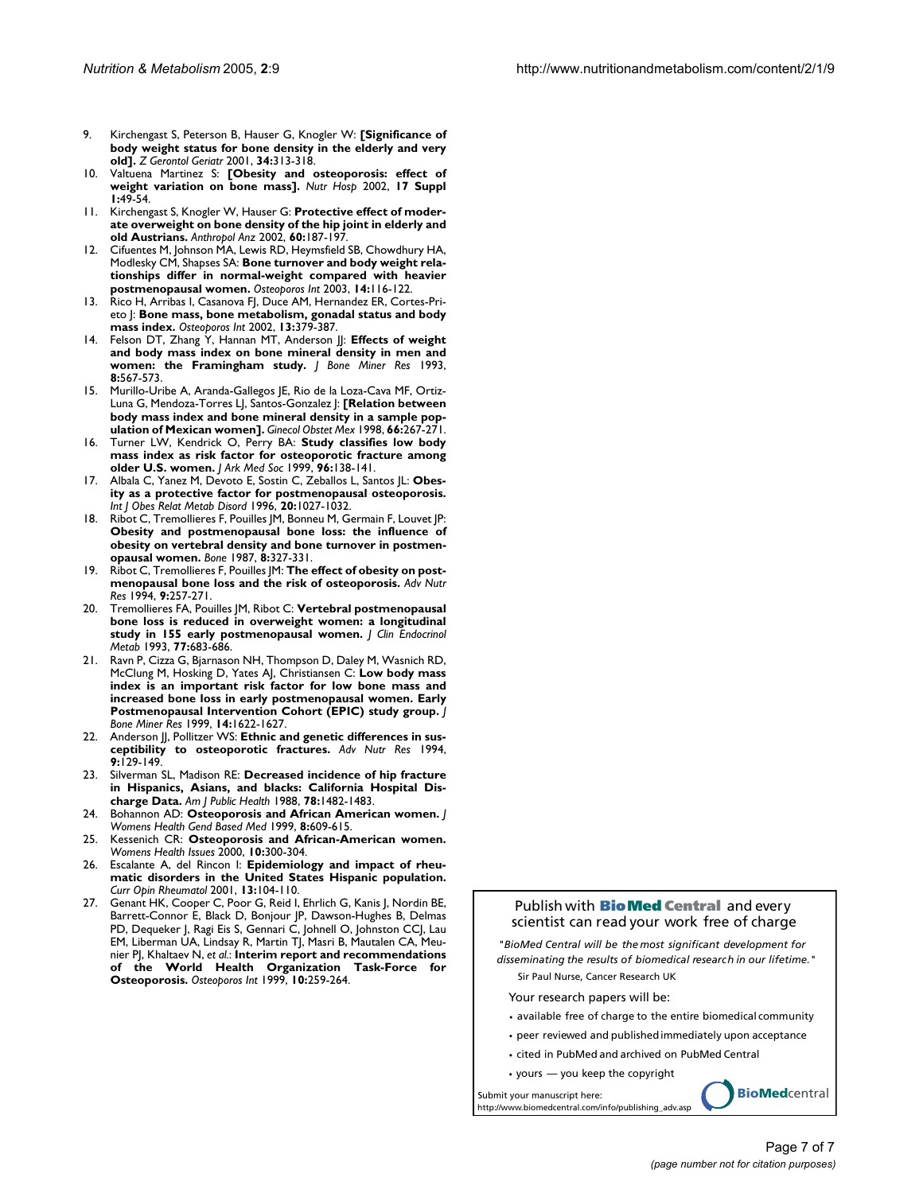9. Kirchengast S, Peterson B, Hauser G, Knogler W: **[Significance of body weight status for bone density in the elderly and very old].** *Z Gerontol Geriatr* 2001, **34:**313-318.
10. Valtuena Martinez S: **[Obesity and osteoporosis: effect of weight variation on bone mass].** *Nutr Hosp* 2002, **17 Suppl 1:**49-54.
11. Kirchengast S, Knogler W, Hauser G: **Protective effect of moderate overweight on bone density of the hip joint in elderly and old Austrians.** *Anthropol Anz* 2002, **60:**187-197.
12. Cifuentes M, Johnson MA, Lewis RD, Heymsfield SB, Chowdhury HA, Modlesky CM, Shapses SA: **Bone turnover and body weight relationships differ in normal-weight compared with heavier postmenopausal women.** *Osteoporos Int* 2003, **14:**116-122.
13. Rico H, Arribas I, Casanova FJ, Duce AM, Hernandez ER, Cortes-Prieto J: **Bone mass, bone metabolism, gonadal status and body mass index.** *Osteoporos Int* 2002, **13:**379-387.
14. Felson DT, Zhang Y, Hannan MT, Anderson JJ: **Effects of weight and body mass index on bone mineral density in men and women: the Framingham study.** *J Bone Miner Res* 1993, **8:**567-573.
15. Murillo-Uribe A, Aranda-Gallegos JE, Rio de la Loza-Cava MF, Ortiz-Luna G, Mendoza-Torres LJ, Santos-Gonzalez J: **[Relation between body mass index and bone mineral density in a sample population of Mexican women].** *Ginecol Obstet Mex* 1998, **66:**267-271.
16. Turner LW, Kendrick O, Perry BA: **Study classifies low body mass index as risk factor for osteoporotic fracture among older U.S. women.** *J Ark Med Soc* 1999, **96:**138-141.
17. Albala C, Yanez M, Devoto E, Sostin C, Zeballos L, Santos JL: **Obesity as a protective factor for postmenopausal osteoporosis.** *Int J Obes Relat Metab Disord* 1996, **20:**1027-1032.
18. Ribot C, Tremollieres F, Pouilles JM, Bonneu M, Germain F, Louvet JP: **Obesity and postmenopausal bone loss: the influence of obesity on vertebral density and bone turnover in postmenopausal women.** *Bone* 1987, **8:**327-331.
19. Ribot C, Tremollieres F, Pouilles JM: **The effect of obesity on postmenopausal bone loss and the risk of osteoporosis.** *Adv Nutr Res* 1994, **9:**257-271.
20. Tremollieres FA, Pouilles JM, Ribot C: **Vertebral postmenopausal bone loss is reduced in overweight women: a longitudinal study in 155 early postmenopausal women.** *J Clin Endocrinol Metab* 1993, **77:**683-686.
21. Ravn P, Cizza G, Bjarnason NH, Thompson D, Daley M, Wasnich RD, McClung M, Hosking D, Yates AJ, Christiansen C: **Low body mass index is an important risk factor for low bone mass and increased bone loss in early postmenopausal women. Early Postmenopausal Intervention Cohort (EPIC) study group.** *J Bone Miner Res* 1999, **14:**1622-1627.
22. Anderson JJ, Pollitzer WS: **Ethnic and genetic differences in susceptibility to osteoporotic fractures.** *Adv Nutr Res* 1994, **9:**129-149.
23. Silverman SL, Madison RE: **Decreased incidence of hip fracture in Hispanics, Asians, and blacks: California Hospital Discharge Data.** *Am J Public Health* 1988, **78:**1482-1483.
24. Bohannon AD: **Osteoporosis and African American women.** *J Womens Health Gend Based Med* 1999, **8:**609-615.
25. Kessenich CR: **Osteoporosis and African-American women.** *Womens Health Issues* 2000, **10:**300-304.
26. Escalante A, del Rincon I: **Epidemiology and impact of rheumatic disorders in the United States Hispanic population.** *Curr Opin Rheumatol* 2001, **13:**104-110.
27. Genant HK, Cooper C, Poor G, Reid I, Ehrlich G, Kanis J, Nordin BE, Barrett-Connor E, Black D, Bonjour JP, Dawson-Hughes B, Delmas PD, Dequeker J, Ragi Eis S, Gennari C, Johnell O, Johnston CCJ, Lau EM, Liberman UA, Lindsay R, Martin TJ, Masri B, Mautalen CA, Meunier PJ, Khaltaev N, *et al.*: **Interim report and recommendations of the World Health Organization Task-Force for Osteoporosis.** *Osteoporos Int* 1999, **10:**259-264.

Publish with **BioMed Central** and every scientist can read your work free of charge

*"BioMed Central will be the most significant development for disseminating the results of biomedical research in our lifetime."*
Sir Paul Nurse, Cancer Research UK

Your research papers will be:

- available free of charge to the entire biomedical community
- peer reviewed and published immediately upon acceptance
- cited in PubMed and archived on PubMed Central
- yours — you keep the copyright

Submit your manuscript here:
http://www.biomedcentral.com/info/publishing_adv.asp

BioMedcentral